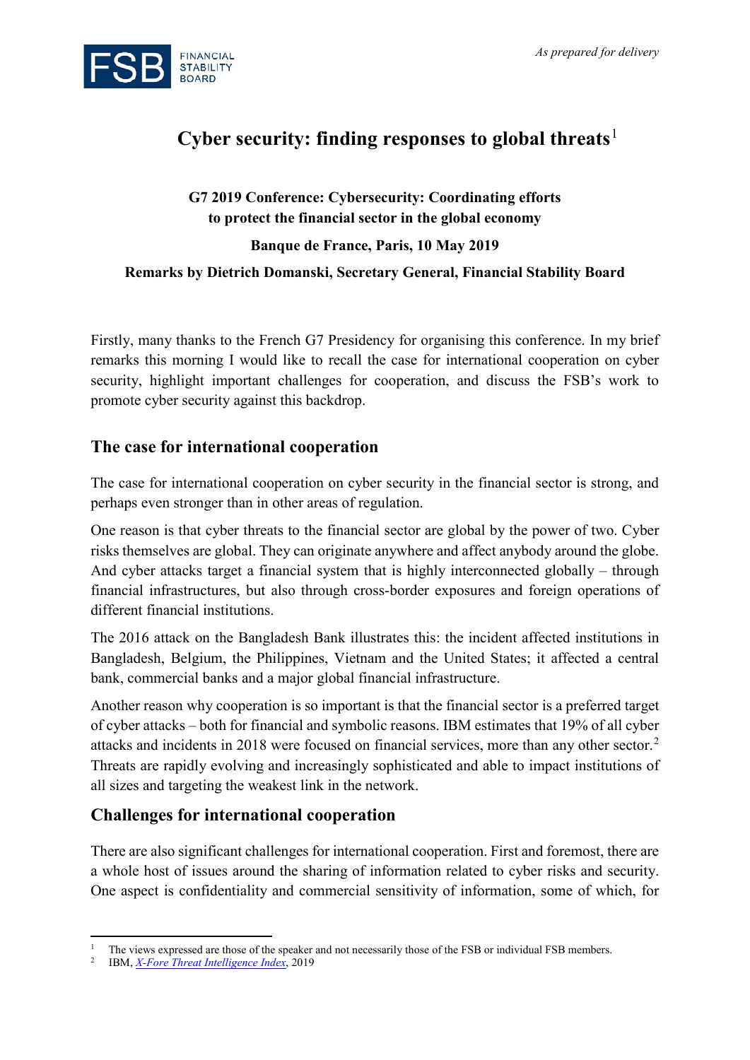*As prepared for delivery*

# Cyber security: finding responses to global threats[1]

**G7 2019 Conference: Cybersecurity: Coordinating efforts to protect the financial sector in the global economy**

**Banque de France, Paris, 10 May 2019**

**Remarks by Dietrich Domanski, Secretary General, Financial Stability Board**

Firstly, many thanks to the French G7 Presidency for organising this conference. In my brief remarks this morning I would like to recall the case for international cooperation on cyber security, highlight important challenges for cooperation, and discuss the FSB's work to promote cyber security against this backdrop.

## The case for international cooperation

The case for international cooperation on cyber security in the financial sector is strong, and perhaps even stronger than in other areas of regulation.

One reason is that cyber threats to the financial sector are global by the power of two. Cyber risks themselves are global. They can originate anywhere and affect anybody around the globe. And cyber attacks target a financial system that is highly interconnected globally – through financial infrastructures, but also through cross-border exposures and foreign operations of different financial institutions.

The 2016 attack on the Bangladesh Bank illustrates this: the incident affected institutions in Bangladesh, Belgium, the Philippines, Vietnam and the United States; it affected a central bank, commercial banks and a major global financial infrastructure.

Another reason why cooperation is so important is that the financial sector is a preferred target of cyber attacks – both for financial and symbolic reasons. IBM estimates that 19% of all cyber attacks and incidents in 2018 were focused on financial services, more than any other sector.[2] Threats are rapidly evolving and increasingly sophisticated and able to impact institutions of all sizes and targeting the weakest link in the network.

## Challenges for international cooperation

There are also significant challenges for international cooperation. First and foremost, there are a whole host of issues around the sharing of information related to cyber risks and security. One aspect is confidentiality and commercial sensitivity of information, some of which, for

---

[1] The views expressed are those of the speaker and not necessarily those of the FSB or individual FSB members.

[2] IBM, *X-Fore Threat Intelligence Index*, 2019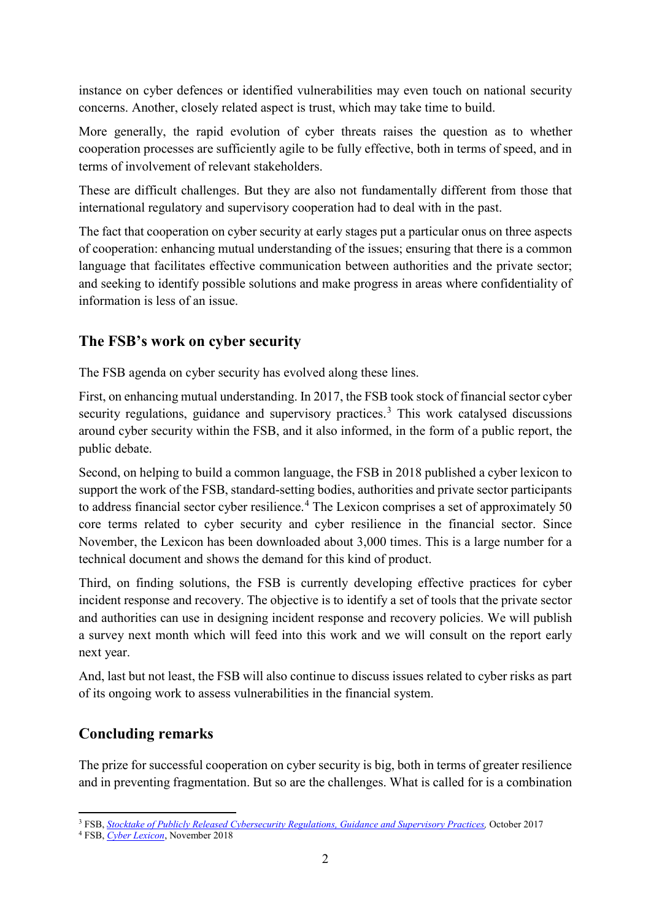instance on cyber defences or identified vulnerabilities may even touch on national security concerns. Another, closely related aspect is trust, which may take time to build.

More generally, the rapid evolution of cyber threats raises the question as to whether cooperation processes are sufficiently agile to be fully effective, both in terms of speed, and in terms of involvement of relevant stakeholders.

These are difficult challenges. But they are also not fundamentally different from those that international regulatory and supervisory cooperation had to deal with in the past.

The fact that cooperation on cyber security at early stages put a particular onus on three aspects of cooperation: enhancing mutual understanding of the issues; ensuring that there is a common language that facilitates effective communication between authorities and the private sector; and seeking to identify possible solutions and make progress in areas where confidentiality of information is less of an issue.

## The FSB's work on cyber security

The FSB agenda on cyber security has evolved along these lines.

First, on enhancing mutual understanding. In 2017, the FSB took stock of financial sector cyber security regulations, guidance and supervisory practices.[3] This work catalysed discussions around cyber security within the FSB, and it also informed, in the form of a public report, the public debate.

Second, on helping to build a common language, the FSB in 2018 published a cyber lexicon to support the work of the FSB, standard-setting bodies, authorities and private sector participants to address financial sector cyber resilience.[4] The Lexicon comprises a set of approximately 50 core terms related to cyber security and cyber resilience in the financial sector. Since November, the Lexicon has been downloaded about 3,000 times. This is a large number for a technical document and shows the demand for this kind of product.

Third, on finding solutions, the FSB is currently developing effective practices for cyber incident response and recovery. The objective is to identify a set of tools that the private sector and authorities can use in designing incident response and recovery policies. We will publish a survey next month which will feed into this work and we will consult on the report early next year.

And, last but not least, the FSB will also continue to discuss issues related to cyber risks as part of its ongoing work to assess vulnerabilities in the financial system.

## Concluding remarks

The prize for successful cooperation on cyber security is big, both in terms of greater resilience and in preventing fragmentation. But so are the challenges. What is called for is a combination

[3] FSB, *Stocktake of Publicly Released Cybersecurity Regulations, Guidance and Supervisory Practices*, October 2017

[4] FSB, *Cyber Lexicon*, November 2018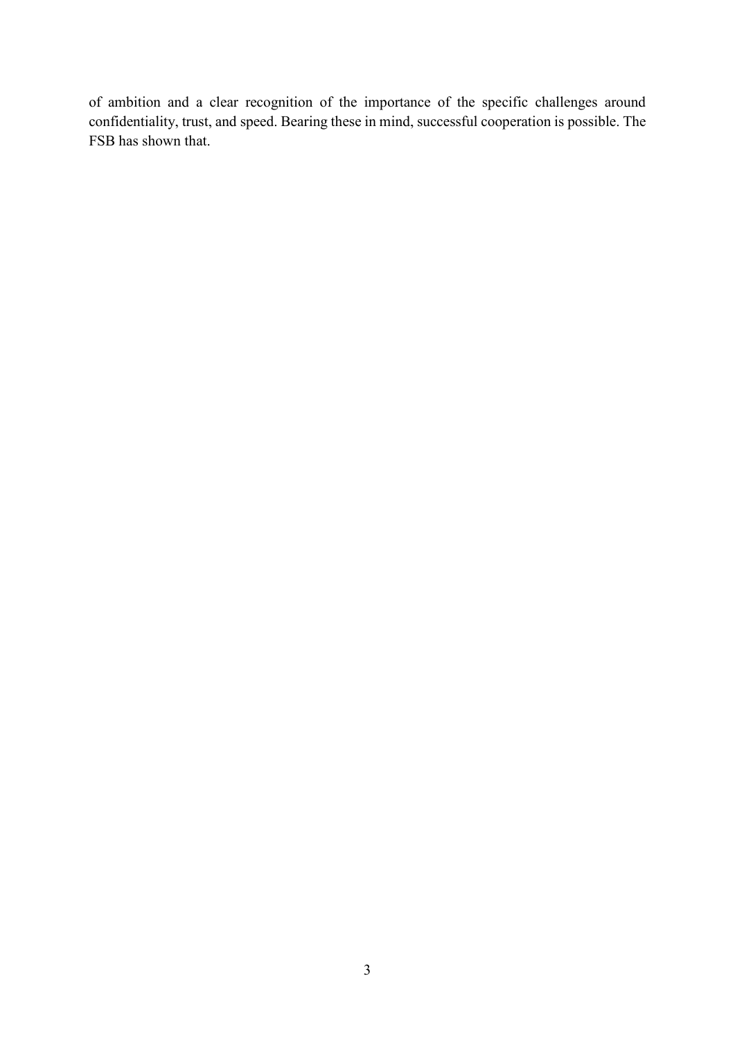of ambition and a clear recognition of the importance of the specific challenges around confidentiality, trust, and speed. Bearing these in mind, successful cooperation is possible. The FSB has shown that.